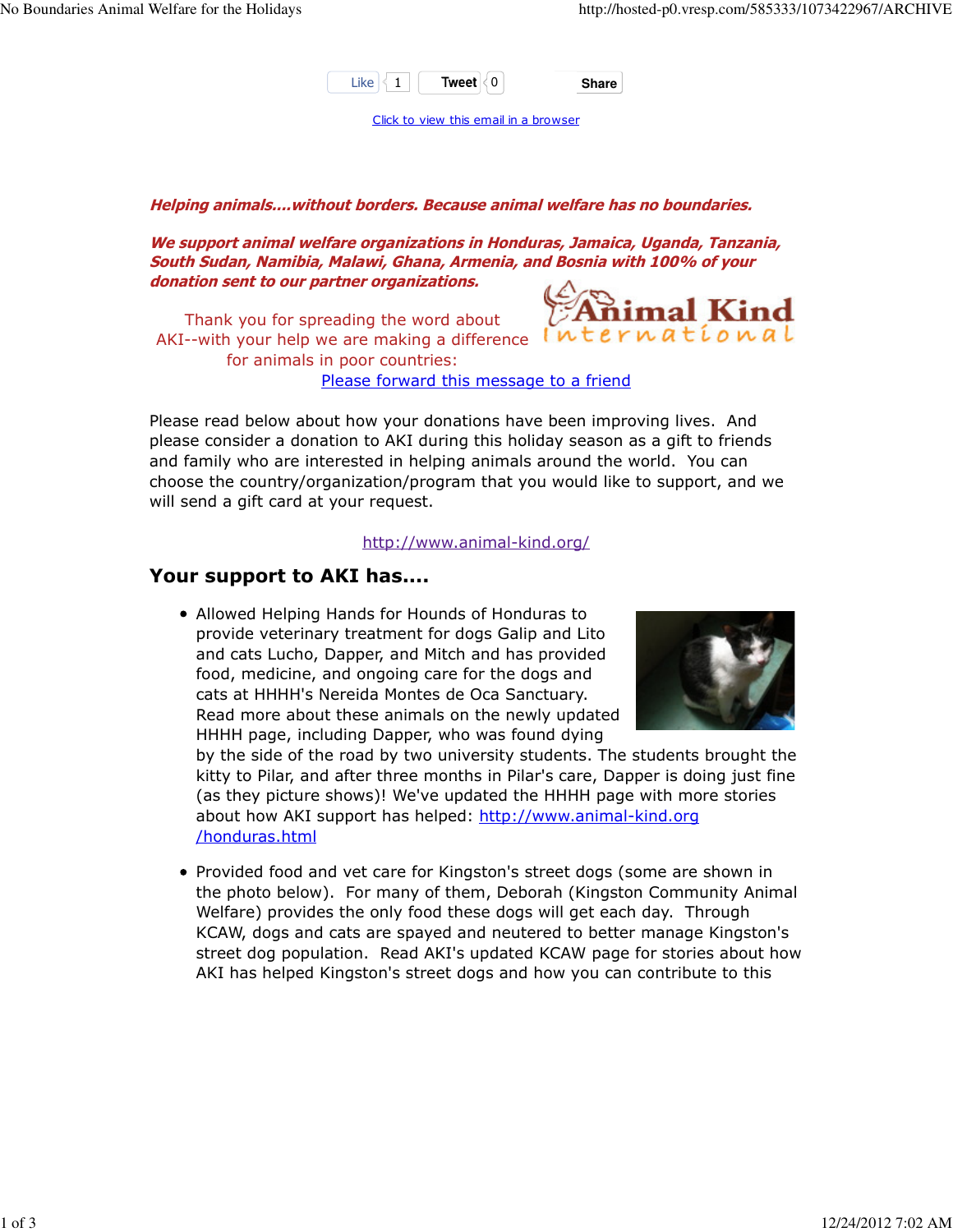Like 1 Tweet 0 Share

Click to view this email in a browser

***Helping animals....without borders. Because animal welfare has no boundaries.***

***We support animal welfare organizations in Honduras, Jamaica, Uganda, Tanzania, South Sudan, Namibia, Malawi, Ghana, Armenia, and Bosnia with 100% of your donation sent to our partner organizations.***

Animal Kind International

Thank you for spreading the word about AKI--with your help we are making a difference for animals in poor countries:

Please forward this message to a friend

Please read below about how your donations have been improving lives. And please consider a donation to AKI during this holiday season as a gift to friends and family who are interested in helping animals around the world. You can choose the country/organization/program that you would like to support, and we will send a gift card at your request.

http://www.animal-kind.org/

## Your support to AKI has....

- Allowed Helping Hands for Hounds of Honduras to provide veterinary treatment for dogs Galip and Lito and cats Lucho, Dapper, and Mitch and has provided food, medicine, and ongoing care for the dogs and cats at HHHH's Nereida Montes de Oca Sanctuary. Read more about these animals on the newly updated HHHH page, including Dapper, who was found dying by the side of the road by two university students. The students brought the kitty to Pilar, and after three months in Pilar's care, Dapper is doing just fine (as they picture shows)! We've updated the HHHH page with more stories about how AKI support has helped: http://www.animal-kind.org/honduras.html

- Provided food and vet care for Kingston's street dogs (some are shown in the photo below). For many of them, Deborah (Kingston Community Animal Welfare) provides the only food these dogs will get each day. Through KCAW, dogs and cats are spayed and neutered to better manage Kingston's street dog population. Read AKI's updated KCAW page for stories about how AKI has helped Kingston's street dogs and how you can contribute to this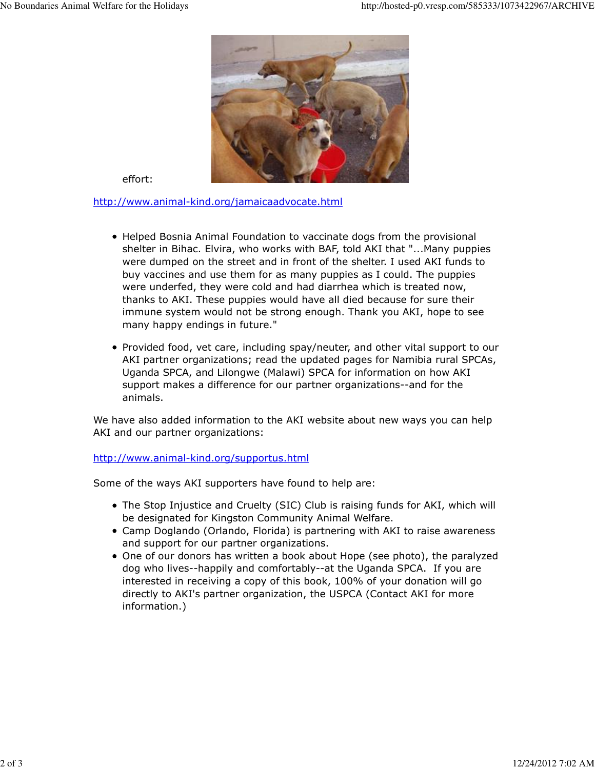effort:

http://www.animal-kind.org/jamaicaadvocate.html

- Helped Bosnia Animal Foundation to vaccinate dogs from the provisional shelter in Bihac. Elvira, who works with BAF, told AKI that "...Many puppies were dumped on the street and in front of the shelter. I used AKI funds to buy vaccines and use them for as many puppies as I could. The puppies were underfed, they were cold and had diarrhea which is treated now, thanks to AKI. These puppies would have all died because for sure their immune system would not be strong enough. Thank you AKI, hope to see many happy endings in future."
- Provided food, vet care, including spay/neuter, and other vital support to our AKI partner organizations; read the updated pages for Namibia rural SPCAs, Uganda SPCA, and Lilongwe (Malawi) SPCA for information on how AKI support makes a difference for our partner organizations--and for the animals.

We have also added information to the AKI website about new ways you can help AKI and our partner organizations:

http://www.animal-kind.org/supportus.html

Some of the ways AKI supporters have found to help are:

- The Stop Injustice and Cruelty (SIC) Club is raising funds for AKI, which will be designated for Kingston Community Animal Welfare.
- Camp Doglando (Orlando, Florida) is partnering with AKI to raise awareness and support for our partner organizations.
- One of our donors has written a book about Hope (see photo), the paralyzed dog who lives--happily and comfortably--at the Uganda SPCA. If you are interested in receiving a copy of this book, 100% of your donation will go directly to AKI's partner organization, the USPCA (Contact AKI for more information.)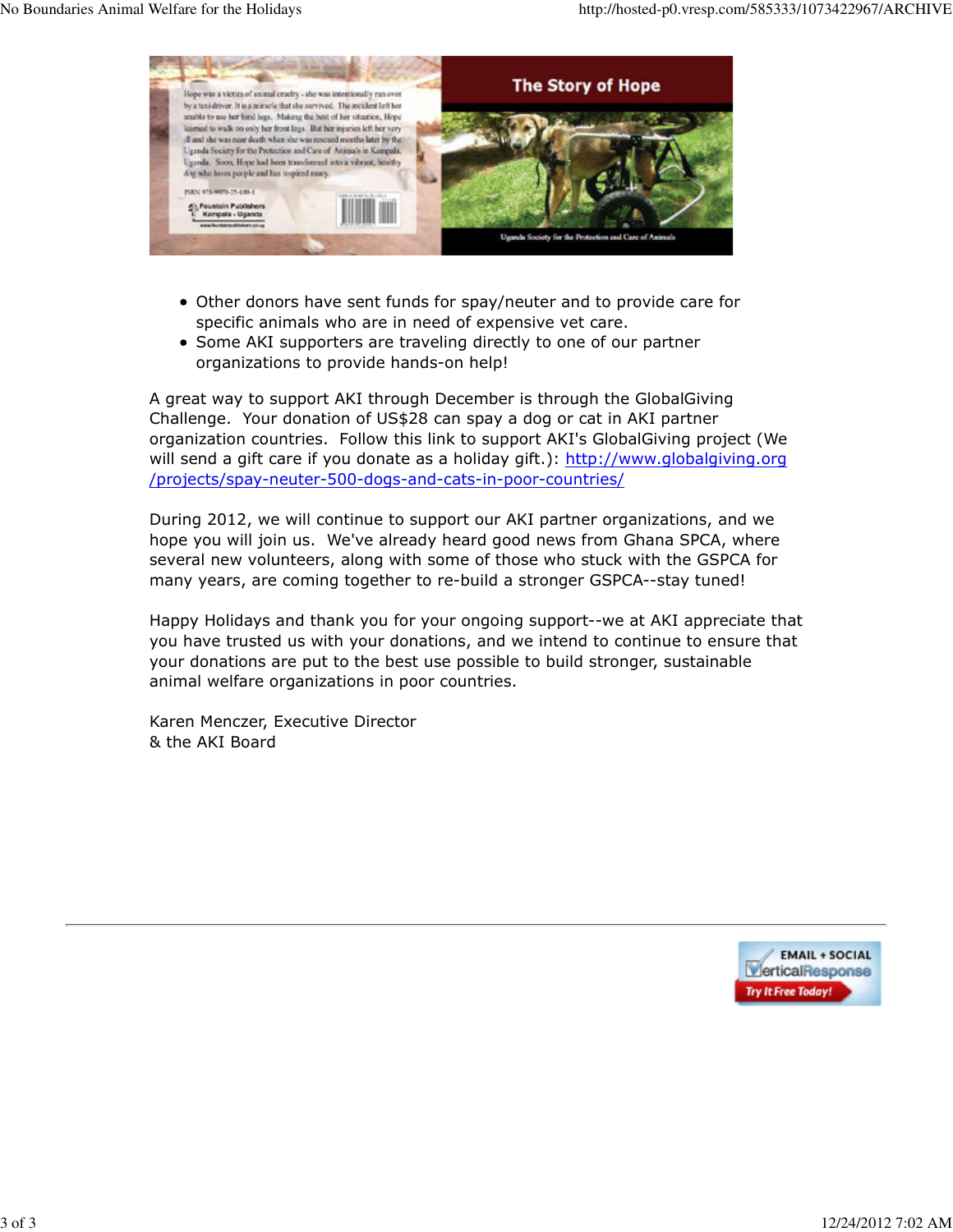- Other donors have sent funds for spay/neuter and to provide care for specific animals who are in need of expensive vet care.
- Some AKI supporters are traveling directly to one of our partner organizations to provide hands-on help!

A great way to support AKI through December is through the GlobalGiving Challenge. Your donation of US$28 can spay a dog or cat in AKI partner organization countries. Follow this link to support AKI's GlobalGiving project (We will send a gift care if you donate as a holiday gift.): http://www.globalgiving.org/projects/spay-neuter-500-dogs-and-cats-in-poor-countries/

During 2012, we will continue to support our AKI partner organizations, and we hope you will join us. We've already heard good news from Ghana SPCA, where several new volunteers, along with some of those who stuck with the GSPCA for many years, are coming together to re-build a stronger GSPCA--stay tuned!

Happy Holidays and thank you for your ongoing support--we at AKI appreciate that you have trusted us with your donations, and we intend to continue to ensure that your donations are put to the best use possible to build stronger, sustainable animal welfare organizations in poor countries.

Karen Menczer, Executive Director
& the AKI Board